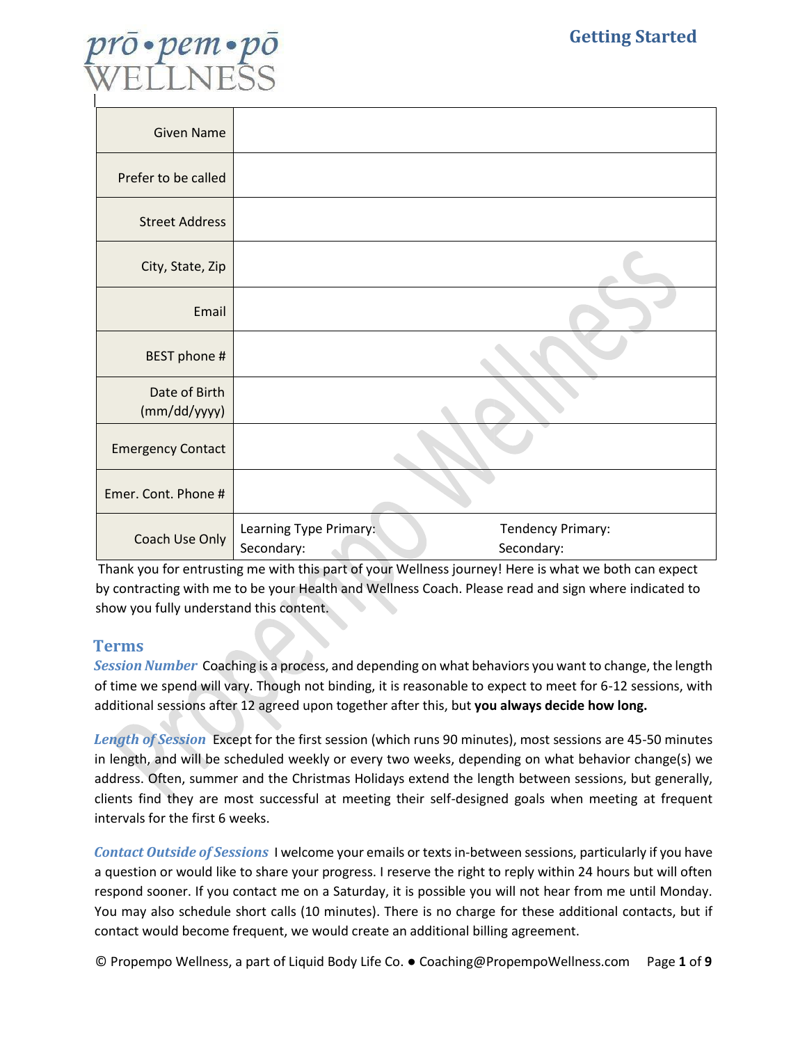# pro•pem•po WELLNESS

## Getting Started

| Field | |
|---|---|
| Given Name | |
| Prefer to be called | |
| Street Address | |
| City, State, Zip | |
| Email | |
| BEST phone # | |
| Date of Birth (mm/dd/yyyy) | |
| Emergency Contact | |
| Emer. Cont. Phone # | |
| Coach Use Only | Learning Type Primary:<br>Secondary: Tendency Primary:<br>Secondary: |

Thank you for entrusting me with this part of your Wellness journey! Here is what we both can expect by contracting with me to be your Health and Wellness Coach. Please read and sign where indicated to show you fully understand this content.

## Terms

***Session Number*** Coaching is a process, and depending on what behaviors you want to change, the length of time we spend will vary. Though not binding, it is reasonable to expect to meet for 6-12 sessions, with additional sessions after 12 agreed upon together after this, but **you always decide how long.**

***Length of Session*** Except for the first session (which runs 90 minutes), most sessions are 45-50 minutes in length, and will be scheduled weekly or every two weeks, depending on what behavior change(s) we address. Often, summer and the Christmas Holidays extend the length between sessions, but generally, clients find they are most successful at meeting their self-designed goals when meeting at frequent intervals for the first 6 weeks.

***Contact Outside of Sessions*** I welcome your emails or texts in-between sessions, particularly if you have a question or would like to share your progress. I reserve the right to reply within 24 hours but will often respond sooner. If you contact me on a Saturday, it is possible you will not hear from me until Monday. You may also schedule short calls (10 minutes). There is no charge for these additional contacts, but if contact would become frequent, we would create an additional billing agreement.

© Propempo Wellness, a part of Liquid Body Life Co. ● Coaching@PropempoWellness.com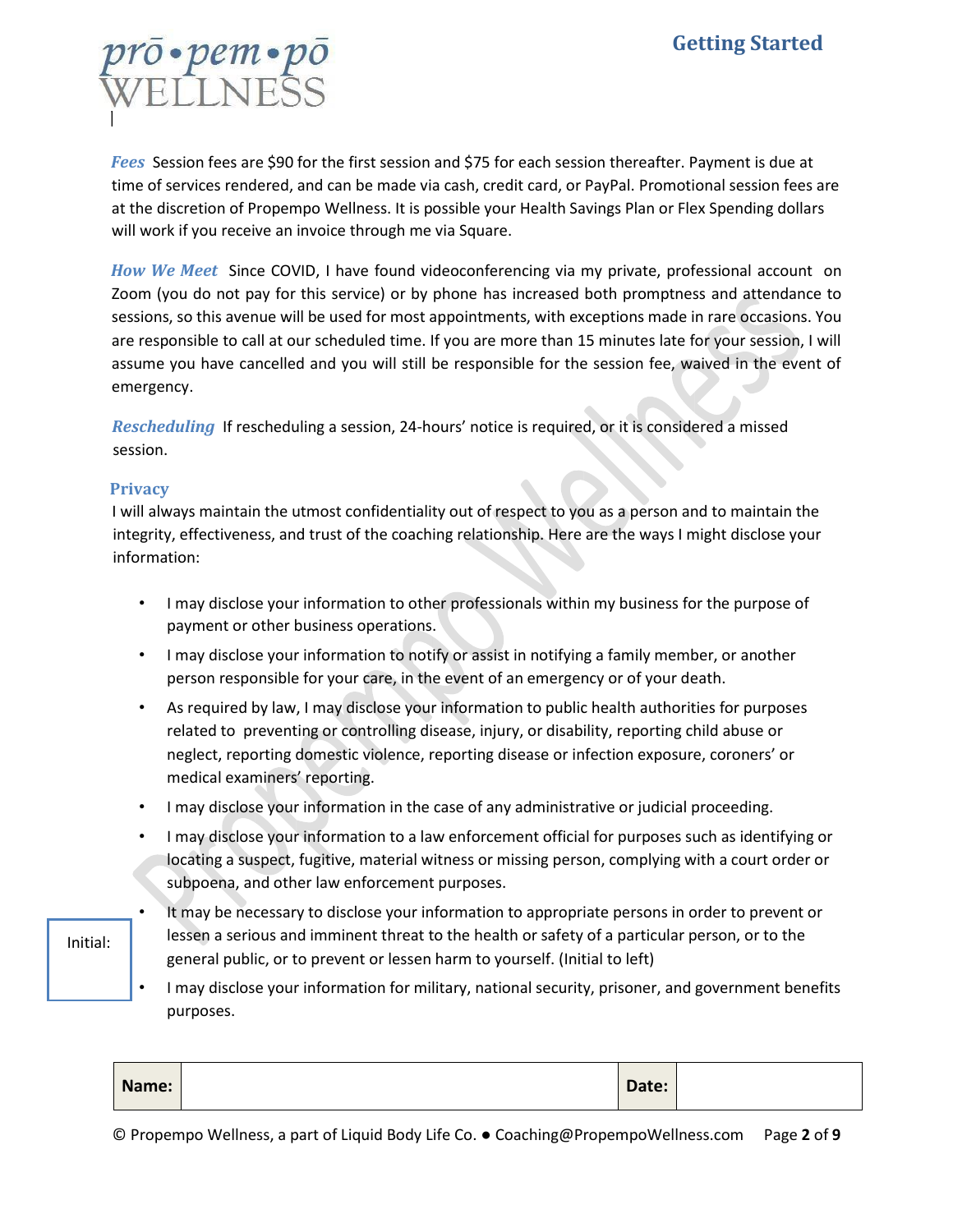## Getting Started

***Fees*** Session fees are $90 for the first session and $75 for each session thereafter. Payment is due at time of services rendered, and can be made via cash, credit card, or PayPal. Promotional session fees are at the discretion of Propempo Wellness. It is possible your Health Savings Plan or Flex Spending dollars will work if you receive an invoice through me via Square.

***How We Meet*** Since COVID, I have found videoconferencing via my private, professional account on Zoom (you do not pay for this service) or by phone has increased both promptness and attendance to sessions, so this avenue will be used for most appointments, with exceptions made in rare occasions. You are responsible to call at our scheduled time. If you are more than 15 minutes late for your session, I will assume you have cancelled and you will still be responsible for the session fee, waived in the event of emergency.

***Rescheduling*** If rescheduling a session, 24-hours' notice is required, or it is considered a missed session.

### Privacy

I will always maintain the utmost confidentiality out of respect to you as a person and to maintain the integrity, effectiveness, and trust of the coaching relationship. Here are the ways I might disclose your information:

- I may disclose your information to other professionals within my business for the purpose of payment or other business operations.
- I may disclose your information to notify or assist in notifying a family member, or another person responsible for your care, in the event of an emergency or of your death.
- As required by law, I may disclose your information to public health authorities for purposes related to preventing or controlling disease, injury, or disability, reporting child abuse or neglect, reporting domestic violence, reporting disease or infection exposure, coroners' or medical examiners' reporting.
- I may disclose your information in the case of any administrative or judicial proceeding.
- I may disclose your information to a law enforcement official for purposes such as identifying or locating a suspect, fugitive, material witness or missing person, complying with a court order or subpoena, and other law enforcement purposes.
- It may be necessary to disclose your information to appropriate persons in order to prevent or lessen a serious and imminent threat to the health or safety of a particular person, or to the general public, or to prevent or lessen harm to yourself. (Initial to left)
- I may disclose your information for military, national security, prisoner, and government benefits purposes.

Initial:

| **Name:** | | **Date:** | |
|---|---|---|---|

© Propempo Wellness, a part of Liquid Body Life Co. ● Coaching@PropempoWellness.com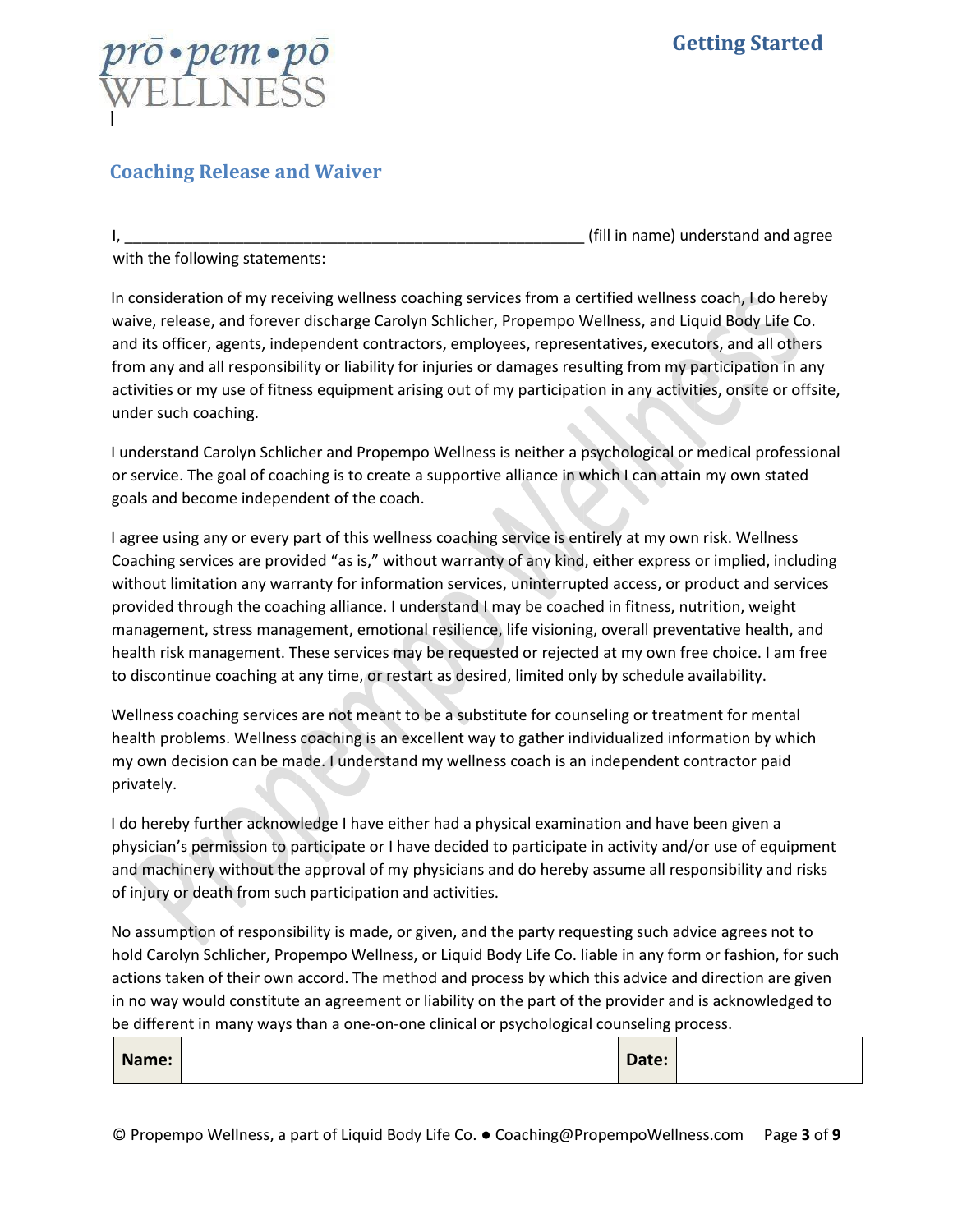## Coaching Release and Waiver

I, ________________________________________________________ (fill in name) understand and agree with the following statements:

In consideration of my receiving wellness coaching services from a certified wellness coach, I do hereby waive, release, and forever discharge Carolyn Schlicher, Propempo Wellness, and Liquid Body Life Co. and its officer, agents, independent contractors, employees, representatives, executors, and all others from any and all responsibility or liability for injuries or damages resulting from my participation in any activities or my use of fitness equipment arising out of my participation in any activities, onsite or offsite, under such coaching.

I understand Carolyn Schlicher and Propempo Wellness is neither a psychological or medical professional or service. The goal of coaching is to create a supportive alliance in which I can attain my own stated goals and become independent of the coach.

I agree using any or every part of this wellness coaching service is entirely at my own risk. Wellness Coaching services are provided "as is," without warranty of any kind, either express or implied, including without limitation any warranty for information services, uninterrupted access, or product and services provided through the coaching alliance. I understand I may be coached in fitness, nutrition, weight management, stress management, emotional resilience, life visioning, overall preventative health, and health risk management. These services may be requested or rejected at my own free choice. I am free to discontinue coaching at any time, or restart as desired, limited only by schedule availability.

Wellness coaching services are not meant to be a substitute for counseling or treatment for mental health problems. Wellness coaching is an excellent way to gather individualized information by which my own decision can be made. I understand my wellness coach is an independent contractor paid privately.

I do hereby further acknowledge I have either had a physical examination and have been given a physician's permission to participate or I have decided to participate in activity and/or use of equipment and machinery without the approval of my physicians and do hereby assume all responsibility and risks of injury or death from such participation and activities.

No assumption of responsibility is made, or given, and the party requesting such advice agrees not to hold Carolyn Schlicher, Propempo Wellness, or Liquid Body Life Co. liable in any form or fashion, for such actions taken of their own accord. The method and process by which this advice and direction are given in no way would constitute an agreement or liability on the part of the provider and is acknowledged to be different in many ways than a one-on-one clinical or psychological counseling process.

| **Name:** | | **Date:** | |
|---|---|---|---|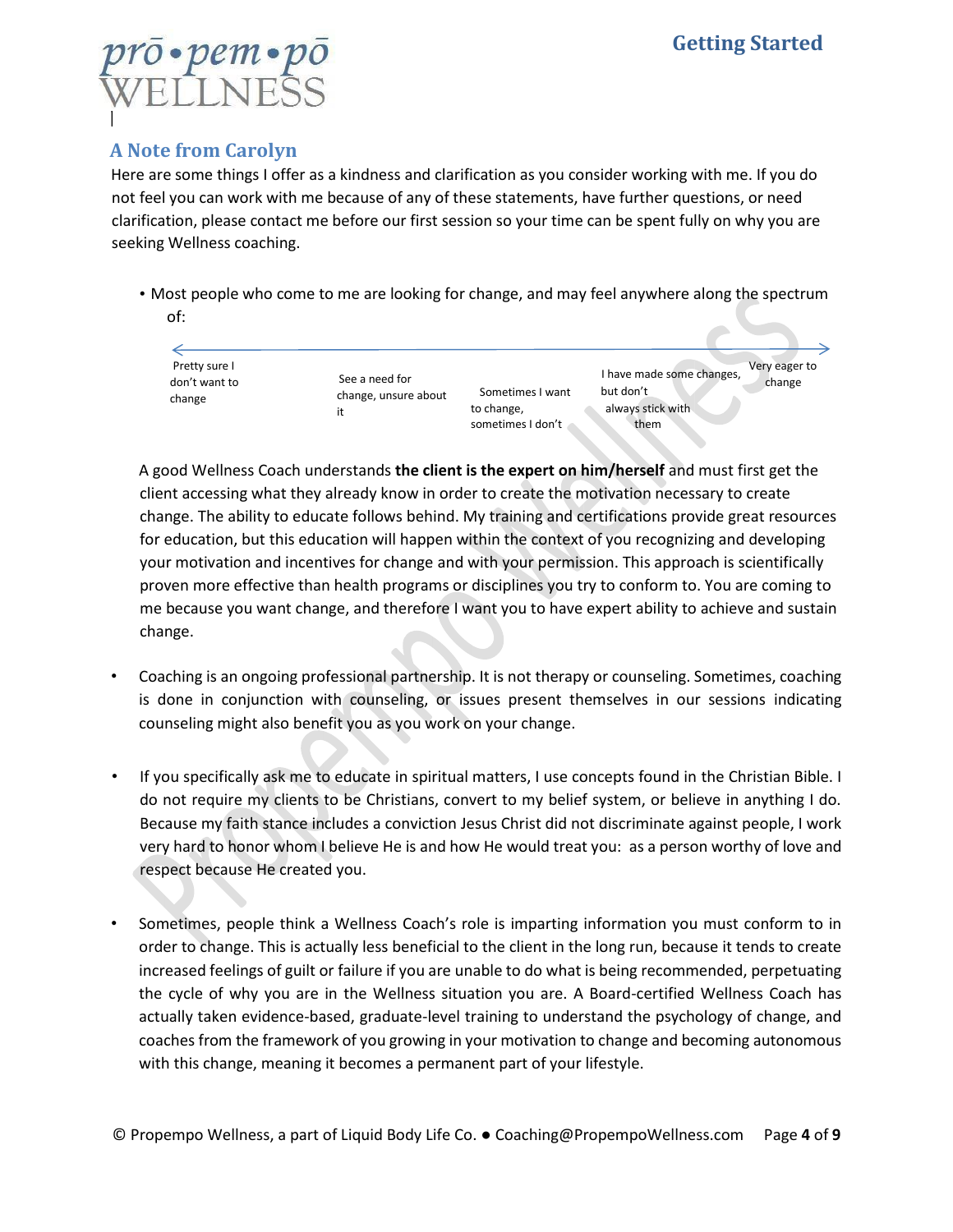## A Note from Carolyn

Here are some things I offer as a kindness and clarification as you consider working with me. If you do not feel you can work with me because of any of these statements, have further questions, or need clarification, please contact me before our first session so your time can be spent fully on why you are seeking Wellness coaching.

- Most people who come to me are looking for change, and may feel anywhere along the spectrum of:

| Pretty sure I don't want to change | See a need for change, unsure about it | Sometimes I want to change, sometimes I don't | I have made some changes, but don't always stick with them | Very eager to change |
|---|---|---|---|---|

A good Wellness Coach understands **the client is the expert on him/herself** and must first get the client accessing what they already know in order to create the motivation necessary to create change. The ability to educate follows behind. My training and certifications provide great resources for education, but this education will happen within the context of you recognizing and developing your motivation and incentives for change and with your permission. This approach is scientifically proven more effective than health programs or disciplines you try to conform to. You are coming to me because you want change, and therefore I want you to have expert ability to achieve and sustain change.

- Coaching is an ongoing professional partnership. It is not therapy or counseling. Sometimes, coaching is done in conjunction with counseling, or issues present themselves in our sessions indicating counseling might also benefit you as you work on your change.

- If you specifically ask me to educate in spiritual matters, I use concepts found in the Christian Bible. I do not require my clients to be Christians, convert to my belief system, or believe in anything I do. Because my faith stance includes a conviction Jesus Christ did not discriminate against people, I work very hard to honor whom I believe He is and how He would treat you: as a person worthy of love and respect because He created you.

- Sometimes, people think a Wellness Coach's role is imparting information you must conform to in order to change. This is actually less beneficial to the client in the long run, because it tends to create increased feelings of guilt or failure if you are unable to do what is being recommended, perpetuating the cycle of why you are in the Wellness situation you are. A Board-certified Wellness Coach has actually taken evidence-based, graduate-level training to understand the psychology of change, and coaches from the framework of you growing in your motivation to change and becoming autonomous with this change, meaning it becomes a permanent part of your lifestyle.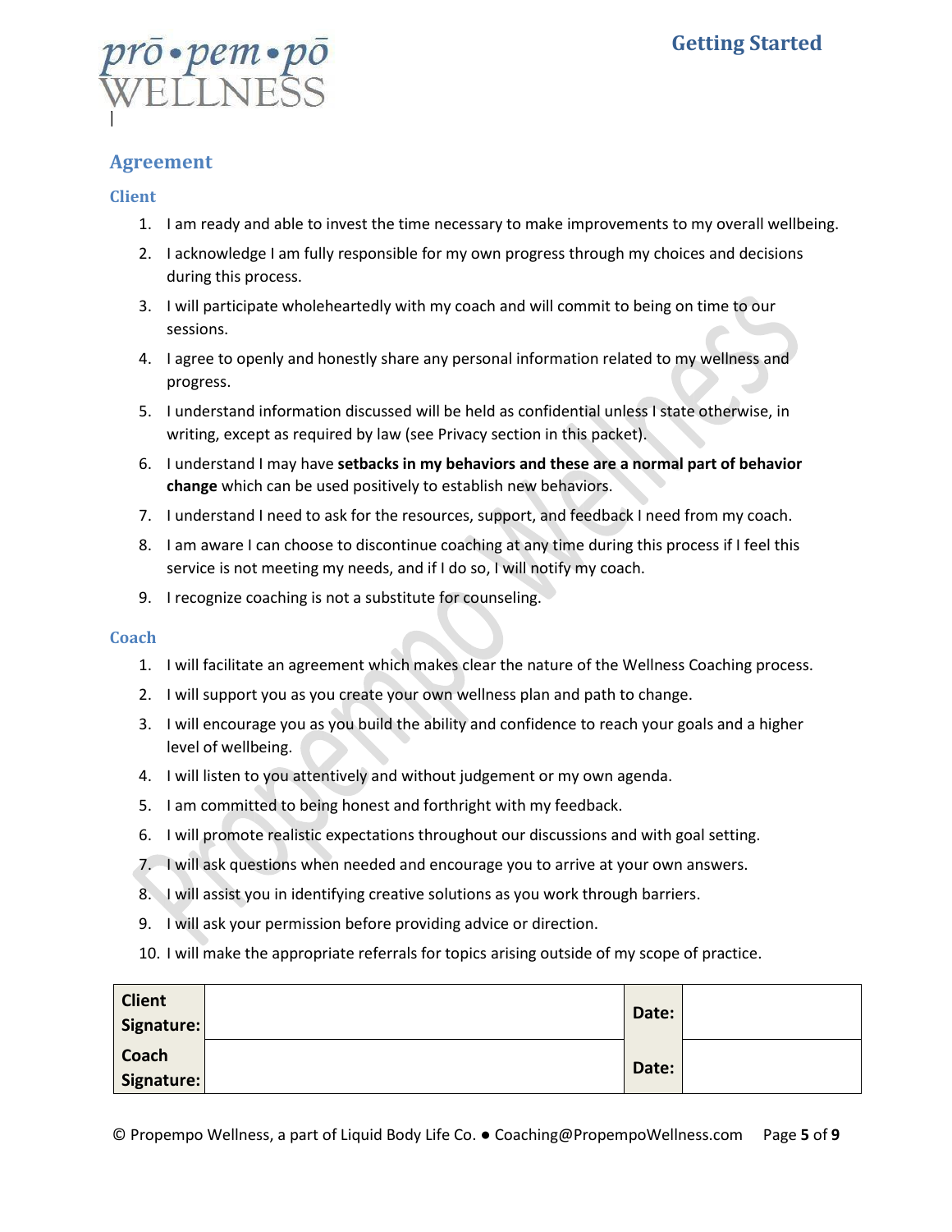## Agreement

### Client

1. I am ready and able to invest the time necessary to make improvements to my overall wellbeing.
2. I acknowledge I am fully responsible for my own progress through my choices and decisions during this process.
3. I will participate wholeheartedly with my coach and will commit to being on time to our sessions.
4. I agree to openly and honestly share any personal information related to my wellness and progress.
5. I understand information discussed will be held as confidential unless I state otherwise, in writing, except as required by law (see Privacy section in this packet).
6. I understand I may have **setbacks in my behaviors and these are a normal part of behavior change** which can be used positively to establish new behaviors.
7. I understand I need to ask for the resources, support, and feedback I need from my coach.
8. I am aware I can choose to discontinue coaching at any time during this process if I feel this service is not meeting my needs, and if I do so, I will notify my coach.
9. I recognize coaching is not a substitute for counseling.

### Coach

1. I will facilitate an agreement which makes clear the nature of the Wellness Coaching process.
2. I will support you as you create your own wellness plan and path to change.
3. I will encourage you as you build the ability and confidence to reach your goals and a higher level of wellbeing.
4. I will listen to you attentively and without judgement or my own agenda.
5. I am committed to being honest and forthright with my feedback.
6. I will promote realistic expectations throughout our discussions and with goal setting.
7. I will ask questions when needed and encourage you to arrive at your own answers.
8. I will assist you in identifying creative solutions as you work through barriers.
9. I will ask your permission before providing advice or direction.
10. I will make the appropriate referrals for topics arising outside of my scope of practice.

| **Client Signature:** | | **Date:** | |
|---|---|---|---|
| **Coach Signature:** | | **Date:** | |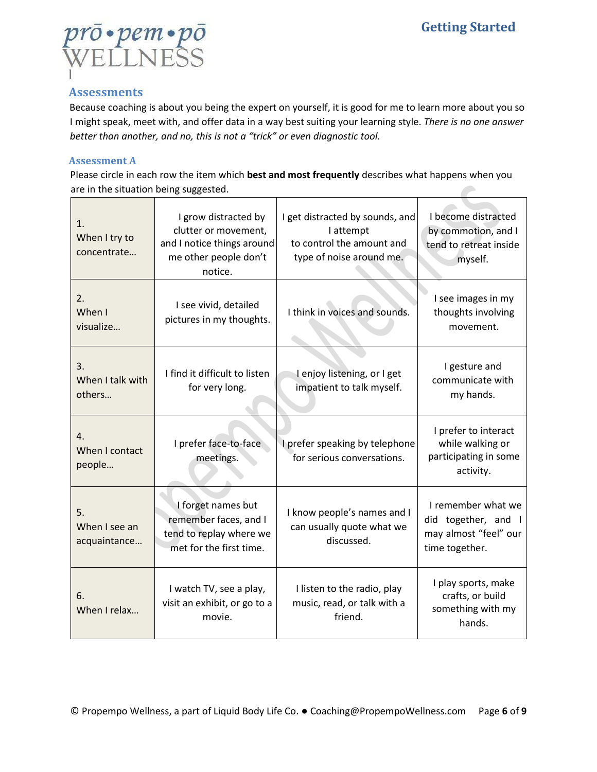## Assessments

Because coaching is about you being the expert on yourself, it is good for me to learn more about you so I might speak, meet with, and offer data in a way best suiting your learning style. *There is no one answer better than another, and no, this is not a "trick" or even diagnostic tool.*

### Assessment A

Please circle in each row the item which **best and most frequently** describes what happens when you are in the situation being suggested.

| | | | |
|---|---|---|---|
| 1. When I try to concentrate… | I grow distracted by clutter or movement, and I notice things around me other people don't notice. | I get distracted by sounds, and I attempt to control the amount and type of noise around me. | I become distracted by commotion, and I tend to retreat inside myself. |
| 2. When I visualize… | I see vivid, detailed pictures in my thoughts. | I think in voices and sounds. | I see images in my thoughts involving movement. |
| 3. When I talk with others… | I find it difficult to listen for very long. | I enjoy listening, or I get impatient to talk myself. | I gesture and communicate with my hands. |
| 4. When I contact people… | I prefer face-to-face meetings. | I prefer speaking by telephone for serious conversations. | I prefer to interact while walking or participating in some activity. |
| 5. When I see an acquaintance… | I forget names but remember faces, and I tend to replay where we met for the first time. | I know people's names and I can usually quote what we discussed. | I remember what we did together, and I may almost "feel" our time together. |
| 6. When I relax… | I watch TV, see a play, visit an exhibit, or go to a movie. | I listen to the radio, play music, read, or talk with a friend. | I play sports, make crafts, or build something with my hands. |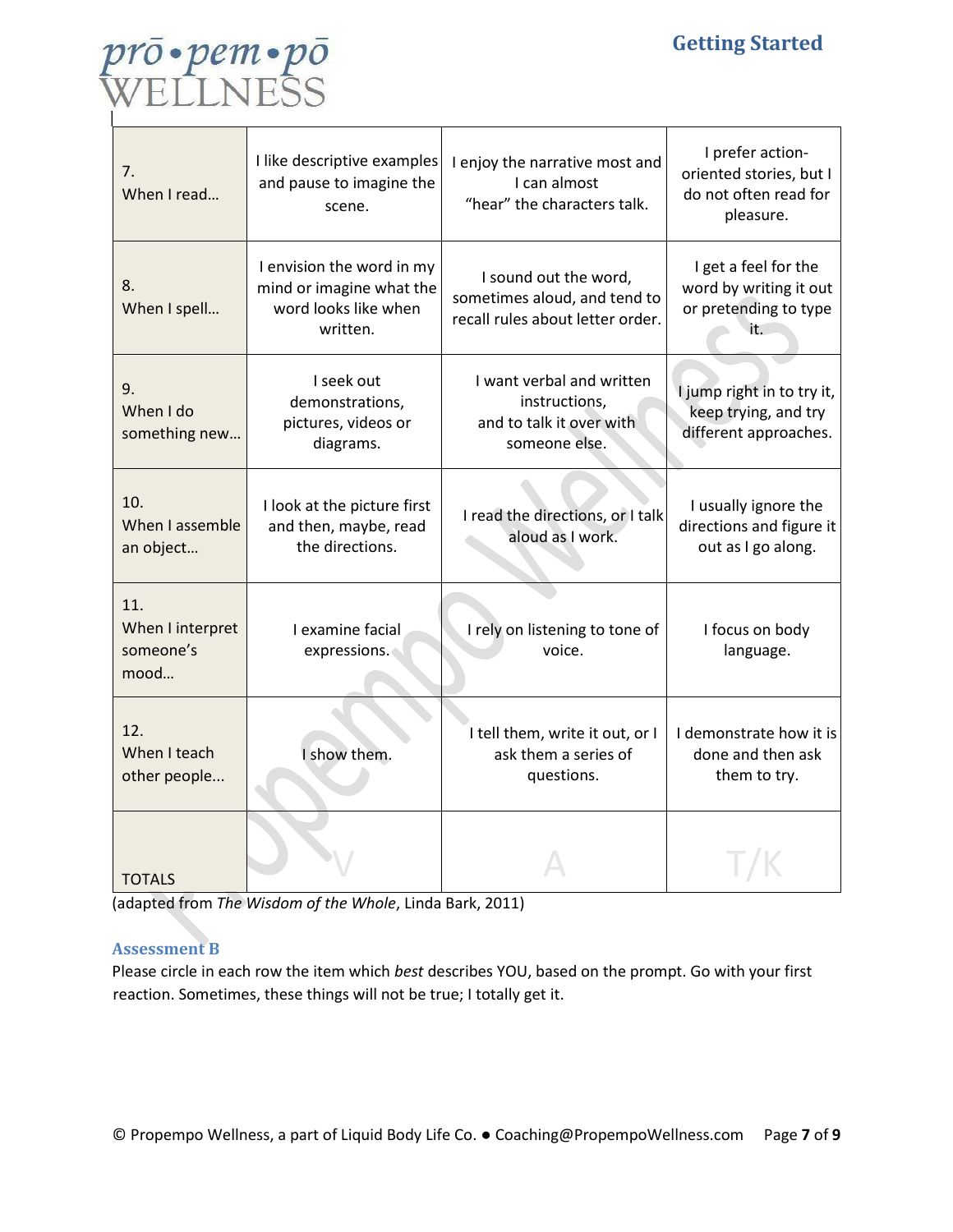| | | | |
|---|---|---|---|
| 7. When I read… | I like descriptive examples and pause to imagine the scene. | I enjoy the narrative most and I can almost "hear" the characters talk. | I prefer action-oriented stories, but I do not often read for pleasure. |
| 8. When I spell… | I envision the word in my mind or imagine what the word looks like when written. | I sound out the word, sometimes aloud, and tend to recall rules about letter order. | I get a feel for the word by writing it out or pretending to type it. |
| 9. When I do something new… | I seek out demonstrations, pictures, videos or diagrams. | I want verbal and written instructions, and to talk it over with someone else. | I jump right in to try it, keep trying, and try different approaches. |
| 10. When I assemble an object… | I look at the picture first and then, maybe, read the directions. | I read the directions, or I talk aloud as I work. | I usually ignore the directions and figure it out as I go along. |
| 11. When I interpret someone's mood… | I examine facial expressions. | I rely on listening to tone of voice. | I focus on body language. |
| 12. When I teach other people... | I show them. | I tell them, write it out, or I ask them a series of questions. | I demonstrate how it is done and then ask them to try. |
| TOTALS | V | A | T/K |

(adapted from *The Wisdom of the Whole*, Linda Bark, 2011)

### Assessment B

Please circle in each row the item which *best* describes YOU, based on the prompt. Go with your first reaction. Sometimes, these things will not be true; I totally get it.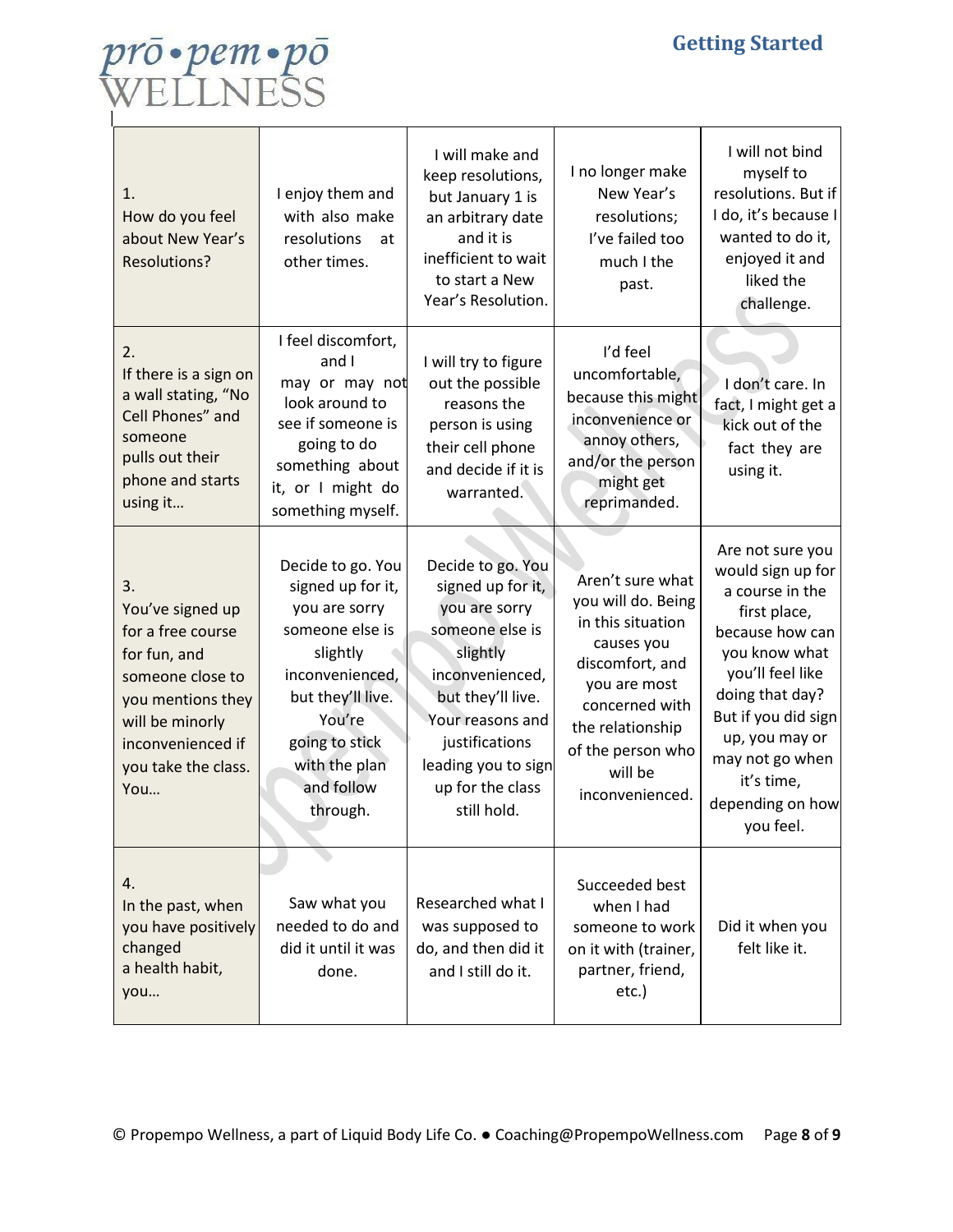| 1. How do you feel about New Year's Resolutions? | I enjoy them and with also make resolutions at other times. | I will make and keep resolutions, but January 1 is an arbitrary date and it is inefficient to wait to start a New Year's Resolution. | I no longer make New Year's resolutions; I've failed too much I the past. | I will not bind myself to resolutions. But if I do, it's because I wanted to do it, enjoyed it and liked the challenge. |
|---|---|---|---|---|
| 2. If there is a sign on a wall stating, "No Cell Phones" and someone pulls out their phone and starts using it… | I feel discomfort, and I may or may not look around to see if someone is going to do something about it, or I might do something myself. | I will try to figure out the possible reasons the person is using their cell phone and decide if it is warranted. | I'd feel uncomfortable, because this might inconvenience or annoy others, and/or the person might get reprimanded. | I don't care. In fact, I might get a kick out of the fact they are using it. |
| 3. You've signed up for a free course for fun, and someone close to you mentions they will be minorly inconvenienced if you take the class. You… | Decide to go. You signed up for it, you are sorry someone else is slightly inconvenienced, but they'll live. You're going to stick with the plan and follow through. | Decide to go. You signed up for it, you are sorry someone else is slightly inconvenienced, but they'll live. Your reasons and justifications leading you to sign up for the class still hold. | Aren't sure what you will do. Being in this situation causes you discomfort, and you are most concerned with the relationship of the person who will be inconvenienced. | Are not sure you would sign up for a course in the first place, because how can you know what you'll feel like doing that day? But if you did sign up, you may or may not go when it's time, depending on how you feel. |
| 4. In the past, when you have positively changed a health habit, you… | Saw what you needed to do and did it until it was done. | Researched what I was supposed to do, and then did it and I still do it. | Succeeded best when I had someone to work on it with (trainer, partner, friend, etc.) | Did it when you felt like it. |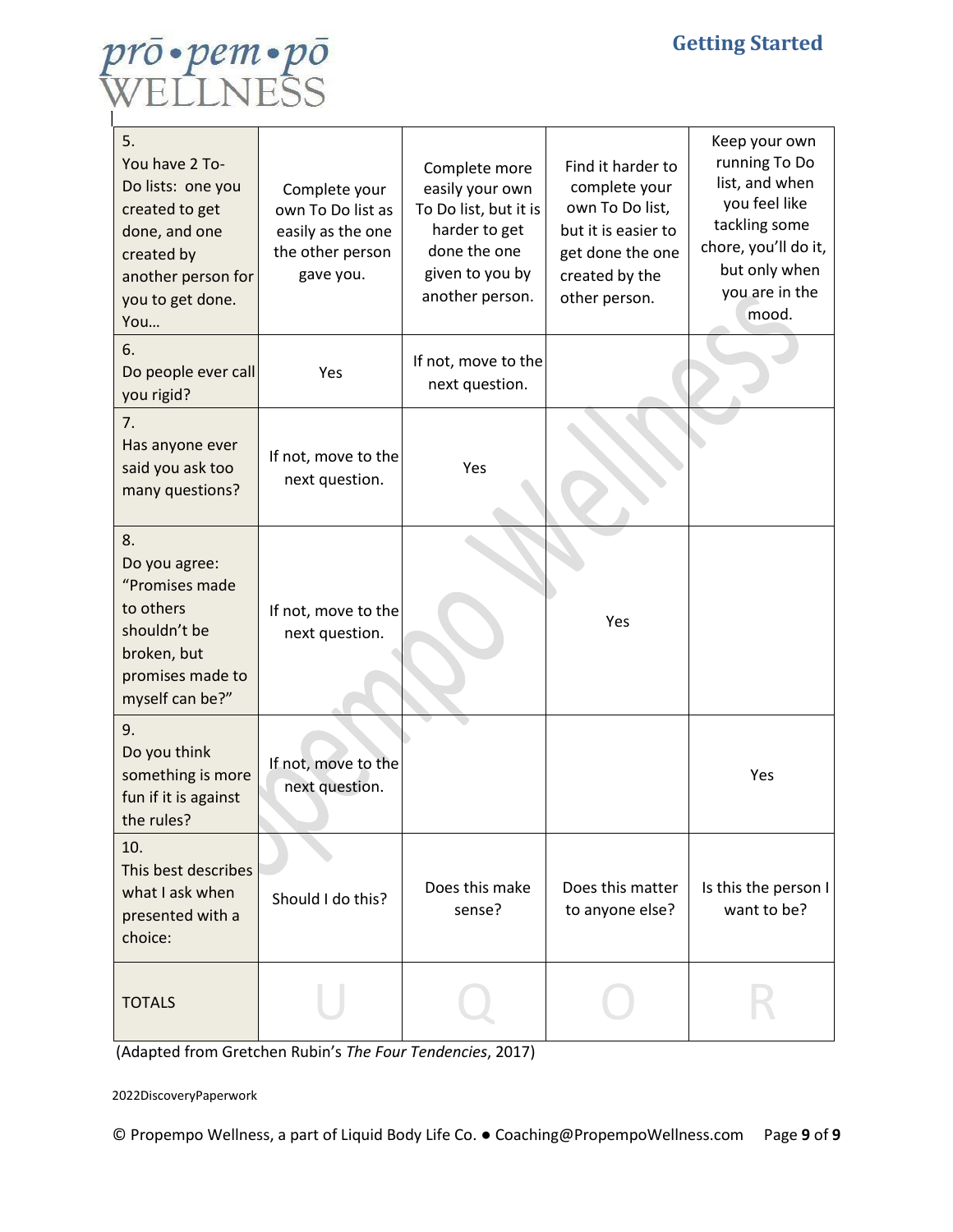| | | | | |
|---|---|---|---|---|
| 5. You have 2 To-Do lists: one you created to get done, and one created by another person for you to get done. You… | Complete your own To Do list as easily as the one the other person gave you. | Complete more easily your own To Do list, but it is harder to get done the one given to you by another person. | Find it harder to complete your own To Do list, but it is easier to get done the one created by the other person. | Keep your own running To Do list, and when you feel like tackling some chore, you'll do it, but only when you are in the mood. |
| 6. Do people ever call you rigid? | Yes | If not, move to the next question. | | |
| 7. Has anyone ever said you ask too many questions? | If not, move to the next question. | Yes | | |
| 8. Do you agree: "Promises made to others shouldn't be broken, but promises made to myself can be?" | If not, move to the next question. | | Yes | |
| 9. Do you think something is more fun if it is against the rules? | If not, move to the next question. | | | Yes |
| 10. This best describes what I ask when presented with a choice: | Should I do this? | Does this make sense? | Does this matter to anyone else? | Is this the person I want to be? |
| TOTALS | U | Q | O | R |

(Adapted from Gretchen Rubin's *The Four Tendencies*, 2017)

2022DiscoveryPaperwork

© Propempo Wellness, a part of Liquid Body Life Co. ● Coaching@PropempoWellness.com